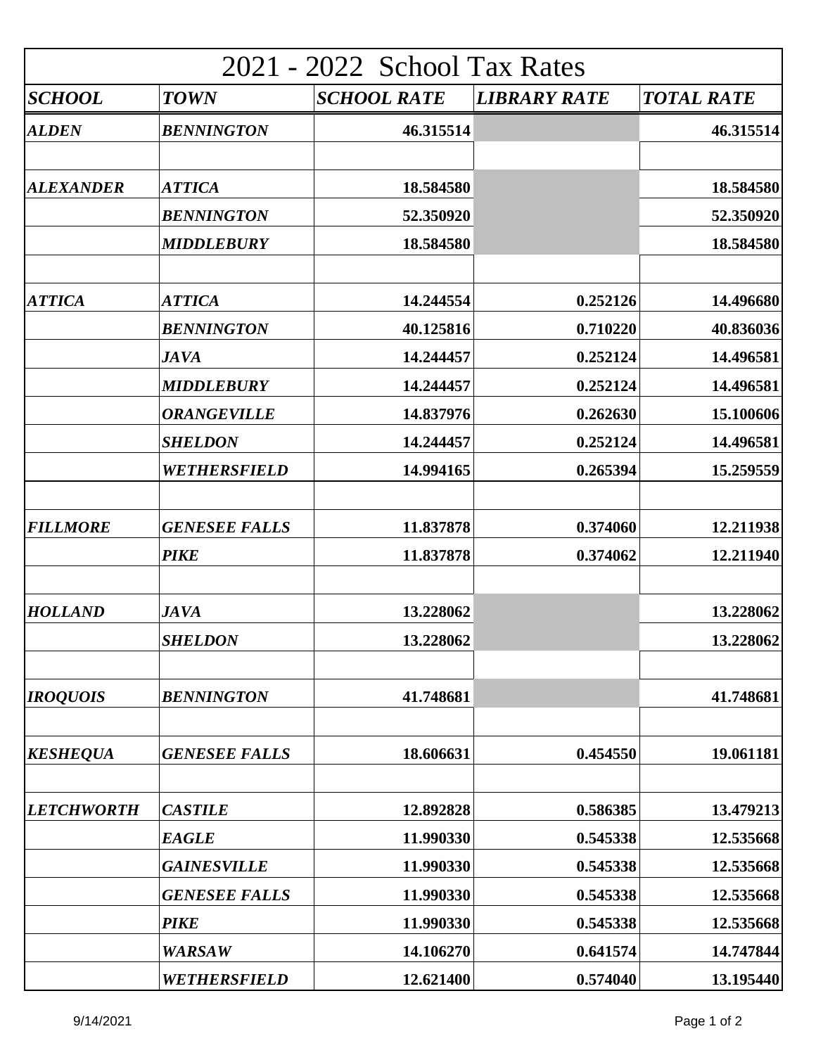# 2021 - 2022 School Tax Rates

| SCHOOL | TOWN | SCHOOL RATE | LIBRARY RATE | TOTAL RATE |
|---|---|---|---|---|
| ***ALDEN*** | ***BENNINGTON*** | **46.315514** | | **46.315514** |
| | | | | |
| ***ALEXANDER*** | ***ATTICA*** | **18.584580** | | **18.584580** |
| | ***BENNINGTON*** | **52.350920** | | **52.350920** |
| | ***MIDDLEBURY*** | **18.584580** | | **18.584580** |
| | | | | |
| ***ATTICA*** | ***ATTICA*** | **14.244554** | **0.252126** | **14.496680** |
| | ***BENNINGTON*** | **40.125816** | **0.710220** | **40.836036** |
| | ***JAVA*** | **14.244457** | **0.252124** | **14.496581** |
| | ***MIDDLEBURY*** | **14.244457** | **0.252124** | **14.496581** |
| | ***ORANGEVILLE*** | **14.837976** | **0.262630** | **15.100606** |
| | ***SHELDON*** | **14.244457** | **0.252124** | **14.496581** |
| | ***WETHERSFIELD*** | **14.994165** | **0.265394** | **15.259559** |
| | | | | |
| ***FILLMORE*** | ***GENESEE FALLS*** | **11.837878** | **0.374060** | **12.211938** |
| | ***PIKE*** | **11.837878** | **0.374062** | **12.211940** |
| | | | | |
| ***HOLLAND*** | ***JAVA*** | **13.228062** | | **13.228062** |
| | ***SHELDON*** | **13.228062** | | **13.228062** |
| | | | | |
| ***IROQUOIS*** | ***BENNINGTON*** | **41.748681** | | **41.748681** |
| | | | | |
| ***KESHEQUA*** | ***GENESEE FALLS*** | **18.606631** | **0.454550** | **19.061181** |
| | | | | |
| ***LETCHWORTH*** | ***CASTILE*** | **12.892828** | **0.586385** | **13.479213** |
| | ***EAGLE*** | **11.990330** | **0.545338** | **12.535668** |
| | ***GAINESVILLE*** | **11.990330** | **0.545338** | **12.535668** |
| | ***GENESEE FALLS*** | **11.990330** | **0.545338** | **12.535668** |
| | ***PIKE*** | **11.990330** | **0.545338** | **12.535668** |
| | ***WARSAW*** | **14.106270** | **0.641574** | **14.747844** |
| | ***WETHERSFIELD*** | **12.621400** | **0.574040** | **13.195440** |

9/14/2021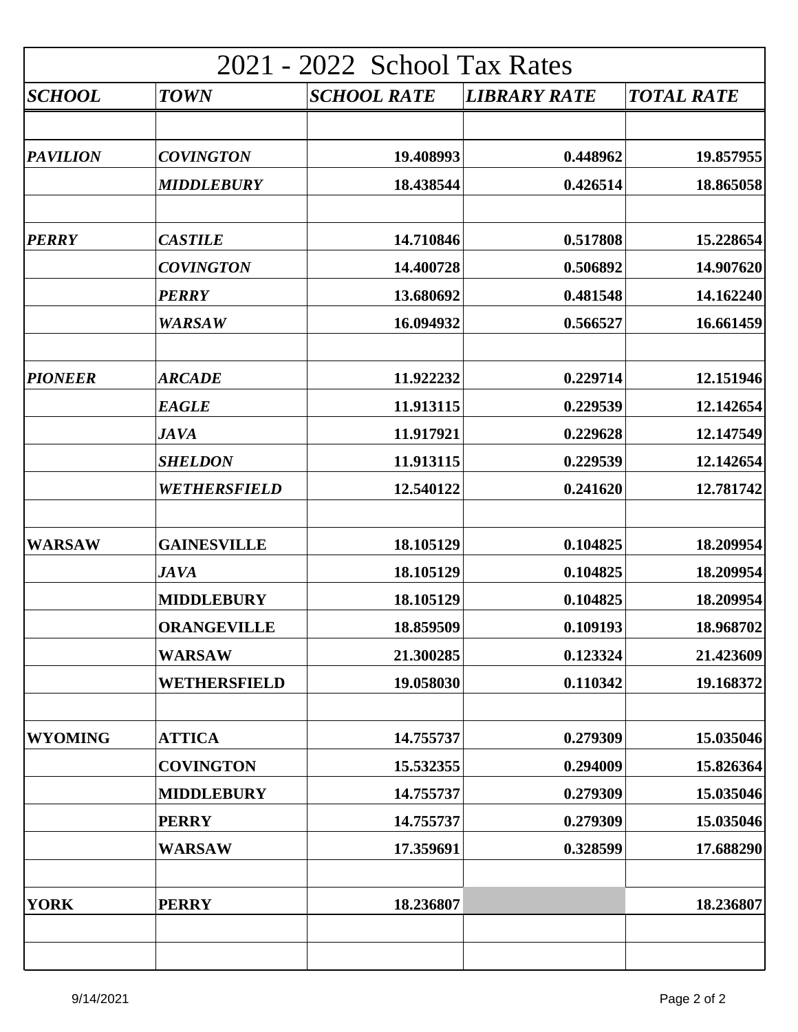# 2021 - 2022 School Tax Rates

| *SCHOOL* | *TOWN* | *SCHOOL RATE* | *LIBRARY RATE* | *TOTAL RATE* |
|---|---|---|---|---|
| | | | | |
| ***PAVILION*** | ***COVINGTON*** | **19.408993** | **0.448962** | **19.857955** |
| | ***MIDDLEBURY*** | **18.438544** | **0.426514** | **18.865058** |
| | | | | |
| ***PERRY*** | ***CASTILE*** | **14.710846** | **0.517808** | **15.228654** |
| | ***COVINGTON*** | **14.400728** | **0.506892** | **14.907620** |
| | ***PERRY*** | **13.680692** | **0.481548** | **14.162240** |
| | ***WARSAW*** | **16.094932** | **0.566527** | **16.661459** |
| | | | | |
| ***PIONEER*** | ***ARCADE*** | **11.922232** | **0.229714** | **12.151946** |
| | ***EAGLE*** | **11.913115** | **0.229539** | **12.142654** |
| | ***JAVA*** | **11.917921** | **0.229628** | **12.147549** |
| | ***SHELDON*** | **11.913115** | **0.229539** | **12.142654** |
| | ***WETHERSFIELD*** | **12.540122** | **0.241620** | **12.781742** |
| | | | | |
| **WARSAW** | **GAINESVILLE** | **18.105129** | **0.104825** | **18.209954** |
| | ***JAVA*** | **18.105129** | **0.104825** | **18.209954** |
| | **MIDDLEBURY** | **18.105129** | **0.104825** | **18.209954** |
| | **ORANGEVILLE** | **18.859509** | **0.109193** | **18.968702** |
| | **WARSAW** | **21.300285** | **0.123324** | **21.423609** |
| | **WETHERSFIELD** | **19.058030** | **0.110342** | **19.168372** |
| | | | | |
| **WYOMING** | **ATTICA** | **14.755737** | **0.279309** | **15.035046** |
| | **COVINGTON** | **15.532355** | **0.294009** | **15.826364** |
| | **MIDDLEBURY** | **14.755737** | **0.279309** | **15.035046** |
| | **PERRY** | **14.755737** | **0.279309** | **15.035046** |
| | **WARSAW** | **17.359691** | **0.328599** | **17.688290** |
| | | | | |
| **YORK** | **PERRY** | **18.236807** | | **18.236807** |
| | | | | |
| | | | | |

9/14/2021